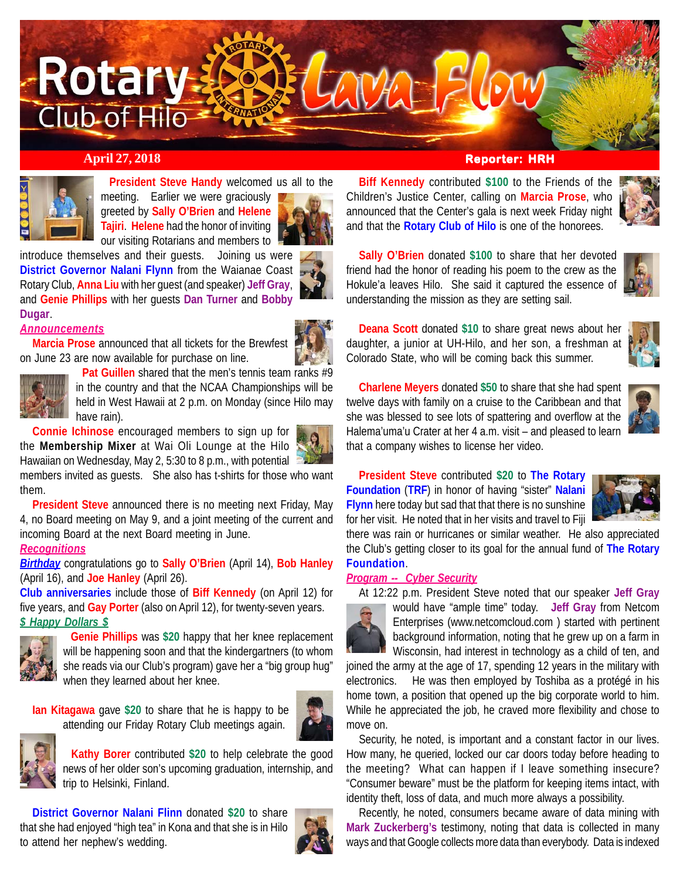# Rotary Club of Hilo Lava Flow

**April 27, 2018** **Reporter: HRH**

**President Steve Handy** welcomed us all to the meeting. Earlier we were graciously greeted by **Sally O'Brien** and **Helene Tajiri**. **Helene** had the honor of inviting our visiting Rotarians and members to introduce themselves and their guests. Joining us were **District Governor Nalani Flynn** from the Waianae Coast Rotary Club, **Anna Liu** with her guest (and speaker) **Jeff Gray**, and **Genie Phillips** with her guests **Dan Turner** and **Bobby Dugar**.

***Announcements***

**Marcia Prose** announced that all tickets for the Brewfest on June 23 are now available for purchase on line.

**Pat Guillen** shared that the men's tennis team ranks #9 in the country and that the NCAA Championships will be held in West Hawaii at 2 p.m. on Monday (since Hilo may have rain).

**Connie Ichinose** encouraged members to sign up for the **Membership Mixer** at Wai Oli Lounge at the Hilo Hawaiian on Wednesday, May 2, 5:30 to 8 p.m., with potential members invited as guests. She also has t-shirts for those who want them.

**President Steve** announced there is no meeting next Friday, May 4, no Board meeting on May 9, and a joint meeting of the current and incoming Board at the next Board meeting in June.

***Recognitions***

***Birthday*** congratulations go to **Sally O'Brien** (April 14), **Bob Hanley** (April 16), and **Joe Hanley** (April 26).

**Club anniversaries** include those of **Biff Kennedy** (on April 12) for five years, and **Gay Porter** (also on April 12), for twenty-seven years.

***$ Happy Dollars $***

**Genie Phillips** was **$20** happy that her knee replacement will be happening soon and that the kindergartners (to whom she reads via our Club's program) gave her a "big group hug" when they learned about her knee.

**Ian Kitagawa** gave **$20** to share that he is happy to be attending our Friday Rotary Club meetings again.

**Kathy Borer** contributed **$20** to help celebrate the good news of her older son's upcoming graduation, internship, and trip to Helsinki, Finland.

**District Governor Nalani Flinn** donated **$20** to share that she had enjoyed "high tea" in Kona and that she is in Hilo to attend her nephew's wedding.

**Biff Kennedy** contributed **$100** to the Friends of the Children's Justice Center, calling on **Marcia Prose**, who announced that the Center's gala is next week Friday night and that the **Rotary Club of Hilo** is one of the honorees.

**Sally O'Brien** donated **$100** to share that her devoted friend had the honor of reading his poem to the crew as the Hokule'a leaves Hilo. She said it captured the essence of understanding the mission as they are setting sail.

**Deana Scott** donated **$10** to share great news about her daughter, a junior at UH-Hilo, and her son, a freshman at Colorado State, who will be coming back this summer.

**Charlene Meyers** donated **$50** to share that she had spent twelve days with family on a cruise to the Caribbean and that she was blessed to see lots of spattering and overflow at the Halema'uma'u Crater at her 4 a.m. visit – and pleased to learn that a company wishes to license her video.

**President Steve** contributed **$20** to **The Rotary Foundation** (**TRF**) in honor of having "sister" **Nalani Flynn** here today but sad that there is no sunshine for her visit. He noted that in her visits and travel to Fiji there was rain or hurricanes or similar weather. He also appreciated the Club's getting closer to its goal for the annual fund of **The Rotary Foundation**.

***Program -- Cyber Security***

At 12:22 p.m. President Steve noted that our speaker **Jeff Gray** would have "ample time" today. **Jeff Gray** from Netcom Enterprises (www.netcomcloud.com ) started with pertinent background information, noting that he grew up on a farm in Wisconsin, had interest in technology as a child of ten, and joined the army at the age of 17, spending 12 years in the military with electronics. He was then employed by Toshiba as a protégé in his home town, a position that opened up the big corporate world to him. While he appreciated the job, he craved more flexibility and chose to move on.

Security, he noted, is important and a constant factor in our lives. How many, he queried, locked our car doors today before heading to the meeting? What can happen if I leave something insecure? "Consumer beware" must be the platform for keeping items intact, with identity theft, loss of data, and much more always a possibility.

Recently, he noted, consumers became aware of data mining with **Mark Zuckerberg's** testimony, noting that data is collected in many ways and that Google collects more data than everybody. Data is indexed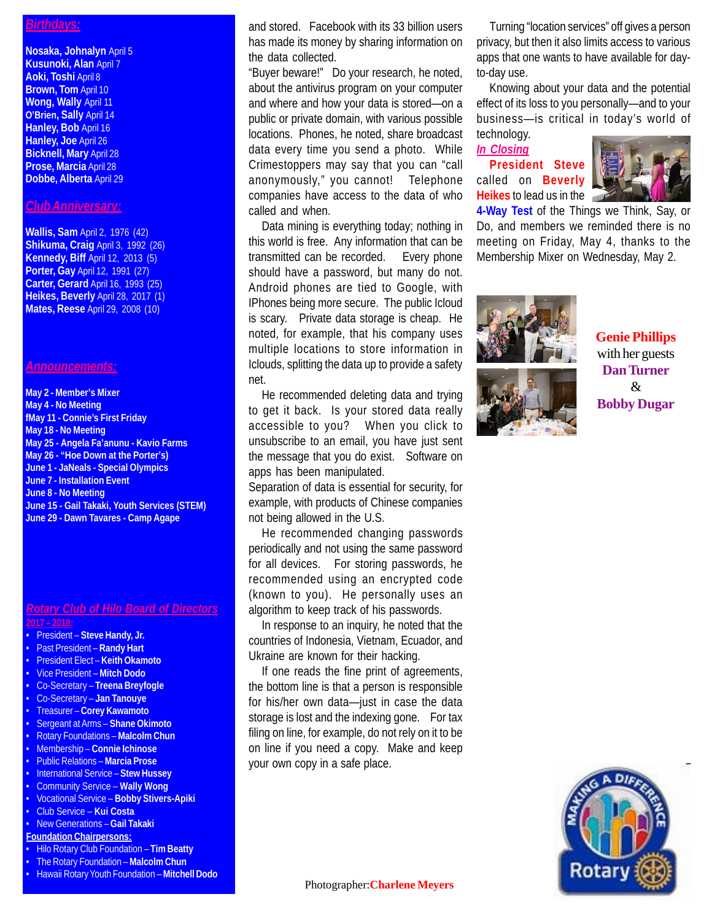## *Birthdays:*

**Nosaka, Johnalyn** April 5
**Kusunoki, Alan** April 7
**Aoki, Toshi** April 8
**Brown, Tom** April 10
**Wong, Wally** April 11
**O'Brien, Sally** April 14
**Hanley, Bob** April 16
**Hanley, Joe** April 26
**Bicknell, Mary** April 28
**Prose, Marcia** April 28
**Dobbe, Alberta** April 29

## *Club Anniversary:*

**Wallis, Sam** April 2, 1976 (42)
**Shikuma, Craig** April 3, 1992 (26)
**Kennedy, Biff** April 12, 2013 (5)
**Porter, Gay** April 12, 1991 (27)
**Carter, Gerard** April 16, 1993 (25)
**Heikes, Beverly** April 28, 2017 (1)
**Mates, Reese** April 29, 2008 (10)

## *Announcements:*

**May 2 - Member's Mixer**
**May 4 - No Meeting**
**fMay 11 - Connie's First Friday**
**May 18 - No Meeting**
**May 25 - Angela Fa'anunu - Kavio Farms**
**May 26 - "Hoe Down at the Porter's)**
**June 1 - JaNeals - Special Olympics**
**June 7 - Installation Event**
**June 8 - No Meeting**
**June 15 - Gail Takaki, Youth Services (STEM)**
**June 29 - Dawn Tavares - Camp Agape**

## *Rotary Club of Hilo Board of Directors*

*2017 – 2018:*

- President – **Steve Handy, Jr.**
- Past President – **Randy Hart**
- President Elect – **Keith Okamoto**
- Vice President – **Mitch Dodo**
- Co-Secretary – **Treena Breyfogle**
- Co-Secretary – **Jan Tanouye**
- Treasurer – **Corey Kawamoto**
- Sergeant at Arms – **Shane Okimoto**
- Rotary Foundations – **Malcolm Chun**
- Membership – **Connie Ichinose**
- Public Relations – **Marcia Prose**
- International Service – **Stew Hussey**
- Community Service – **Wally Wong**
- Vocational Service – **Bobby Stivers-Apiki**
- Club Service – **Kui Costa**
- New Generations – **Gail Takaki**

**Foundation Chairpersons:**

- Hilo Rotary Club Foundation – **Tim Beatty**
- The Rotary Foundation – **Malcolm Chun**
- Hawaii Rotary Youth Foundation – **Mitchell Dodo**

and stored. Facebook with its 33 billion users has made its money by sharing information on the data collected.

"Buyer beware!" Do your research, he noted, about the antivirus program on your computer and where and how your data is stored—on a public or private domain, with various possible locations. Phones, he noted, share broadcast data every time you send a photo. While Crimestoppers may say that you can "call anonymously," you cannot! Telephone companies have access to the data of who called and when.

Data mining is everything today; nothing in this world is free. Any information that can be transmitted can be recorded. Every phone should have a password, but many do not. Android phones are tied to Google, with IPhones being more secure. The public Icloud is scary. Private data storage is cheap. He noted, for example, that his company uses multiple locations to store information in Iclouds, splitting the data up to provide a safety net.

He recommended deleting data and trying to get it back. Is your stored data really accessible to you? When you click to unsubscribe to an email, you have just sent the message that you do exist. Software on apps has been manipulated.
Separation of data is essential for security, for example, with products of Chinese companies not being allowed in the U.S.

He recommended changing passwords periodically and not using the same password for all devices. For storing passwords, he recommended using an encrypted code (known to you). He personally uses an algorithm to keep track of his passwords.

In response to an inquiry, he noted that the countries of Indonesia, Vietnam, Ecuador, and Ukraine are known for their hacking.

If one reads the fine print of agreements, the bottom line is that a person is responsible for his/her own data—just in case the data storage is lost and the indexing gone. For tax filing on line, for example, do not rely on it to be on line if you need a copy. Make and keep your own copy in a safe place.

Turning "location services" off gives a person privacy, but then it also limits access to various apps that one wants to have available for day-to-day use.

Knowing about your data and the potential effect of its loss to you personally—and to your business—is critical in today's world of technology.

***In Closing***

**President Steve** called on **Beverly Heikes** to lead us in the **4-Way Test** of the Things we Think, Say, or Do, and members we reminded there is no meeting on Friday, May 4, thanks to the Membership Mixer on Wednesday, May 2.

**Genie Phillips** with her guests **Dan Turner** & **Bobby Dugar**

Photographer: **Charlene Meyers**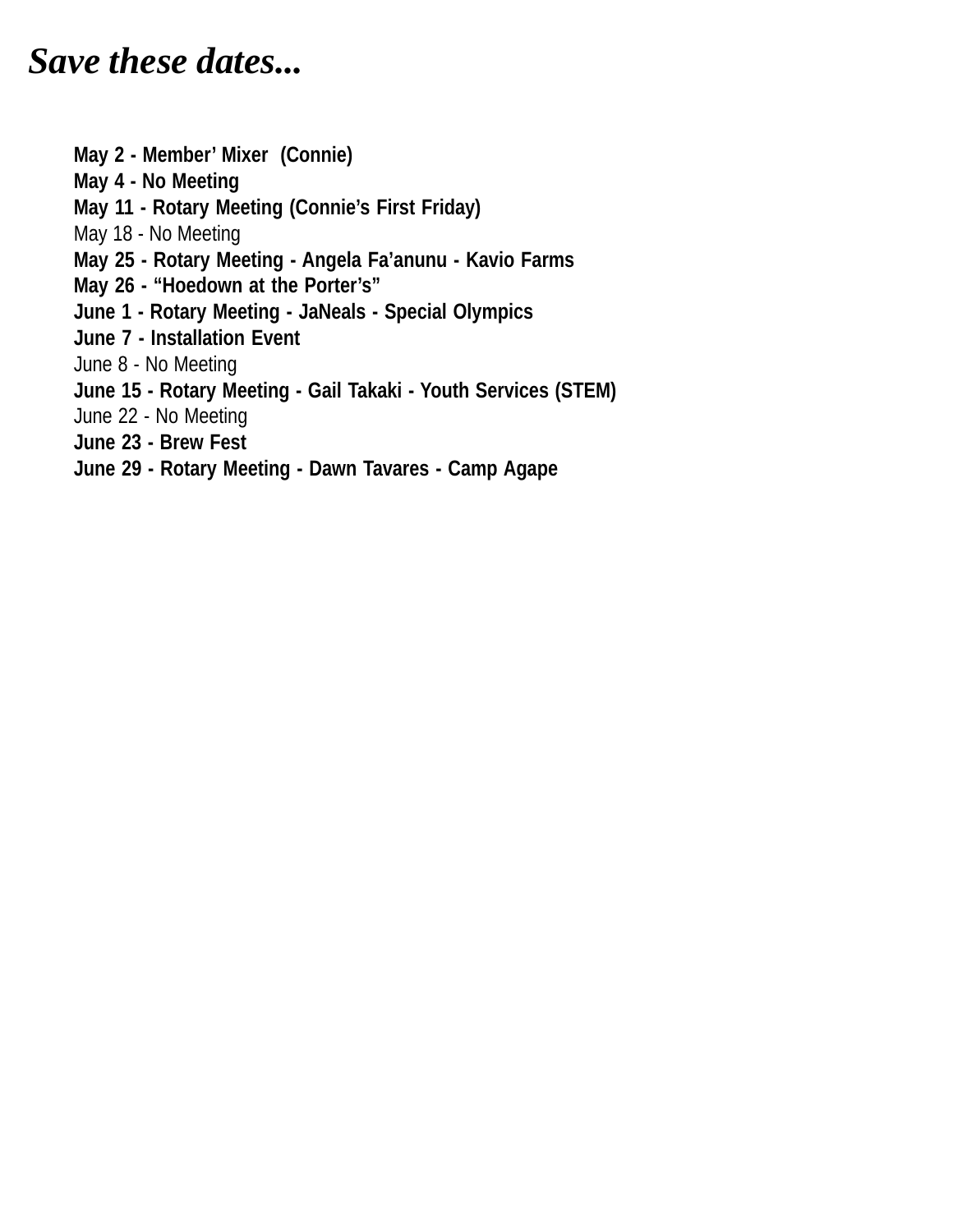# ***Save these dates...***

**May 2 - Member' Mixer (Connie)**
**May 4 - No Meeting**
**May 11 - Rotary Meeting (Connie's First Friday)**
May 18 - No Meeting
**May 25 - Rotary Meeting - Angela Fa'anunu - Kavio Farms**
**May 26 - "Hoedown at the Porter's"**
**June 1 - Rotary Meeting - JaNeals - Special Olympics**
**June 7 - Installation Event**
June 8 - No Meeting
**June 15 - Rotary Meeting - Gail Takaki - Youth Services (STEM)**
June 22 - No Meeting
**June 23 - Brew Fest**
**June 29 - Rotary Meeting - Dawn Tavares - Camp Agape**